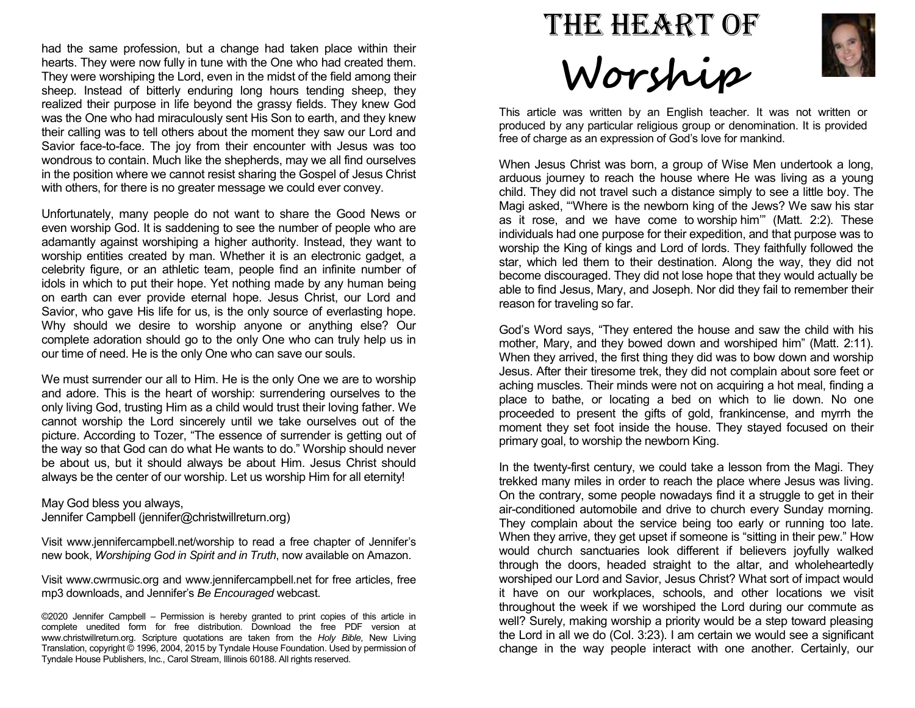# THE HEART OF Worship

This article was written by an English teacher. It was not written or produced by any particular religious group or denomination. It is provided free of charge as an expression of God's love for mankind.

When Jesus Christ was born, a group of Wise Men undertook a long, arduous journey to reach the house where He was living as a young child. They did not travel such a distance simply to see a little boy. The Magi asked, "'Where is the newborn king of the Jews? We saw his star as it rose, and we have come to worship him'" (Matt. 2:2). These individuals had one purpose for their expedition, and that purpose was to worship the King of kings and Lord of lords. They faithfully followed the star, which led them to their destination. Along the way, they did not become discouraged. They did not lose hope that they would actually be able to find Jesus, Mary, and Joseph. Nor did they fail to remember their reason for traveling so far.

God's Word says, "They entered the house and saw the child with his mother, Mary, and they bowed down and worshiped him" (Matt. 2:11). When they arrived, the first thing they did was to bow down and worship Jesus. After their tiresome trek, they did not complain about sore feet or aching muscles. Their minds were not on acquiring a hot meal, finding a place to bathe, or locating a bed on which to lie down. No one proceeded to present the gifts of gold, frankincense, and myrrh the moment they set foot inside the house. They stayed focused on their primary goal, to worship the newborn King.

In the twenty-first century, we could take a lesson from the Magi. They trekked many miles in order to reach the place where Jesus was living. On the contrary, some people nowadays find it a struggle to get in their air-conditioned automobile and drive to church every Sunday morning. They complain about the service being too early or running too late. When they arrive, they get upset if someone is "sitting in their pew." How would church sanctuaries look different if believers joyfully walked through the doors, headed straight to the altar, and wholeheartedly worshiped our Lord and Savior, Jesus Christ? What sort of impact would it have on our workplaces, schools, and other locations we visit throughout the week if we worshiped the Lord during our commute as well? Surely, making worship a priority would be a step toward pleasing the Lord in all we do (Col. 3:23). I am certain we would see a significant change in the way people interact with one another. Certainly, our

had the same profession, but a change had taken place within their hearts. They were now fully in tune with the One who had created them. They were worshiping the Lord, even in the midst of the field among their sheep. Instead of bitterly enduring long hours tending sheep, they realized their purpose in life beyond the grassy fields. They knew God was the One who had miraculously sent His Son to earth, and they knew their calling was to tell others about the moment they saw our Lord and Savior face-to-face. The joy from their encounter with Jesus was too wondrous to contain. Much like the shepherds, may we all find ourselves in the position where we cannot resist sharing the Gospel of Jesus Christ with others, for there is no greater message we could ever convey.

Unfortunately, many people do not want to share the Good News or even worship God. It is saddening to see the number of people who are adamantly against worshiping a higher authority. Instead, they want to worship entities created by man. Whether it is an electronic gadget, a celebrity figure, or an athletic team, people find an infinite number of idols in which to put their hope. Yet nothing made by any human being on earth can ever provide eternal hope. Jesus Christ, our Lord and Savior, who gave His life for us, is the only source of everlasting hope. Why should we desire to worship anyone or anything else? Our complete adoration should go to the only One who can truly help us in our time of need. He is the only One who can save our souls.

We must surrender our all to Him. He is the only One we are to worship and adore. This is the heart of worship: surrendering ourselves to the only living God, trusting Him as a child would trust their loving father. We cannot worship the Lord sincerely until we take ourselves out of the picture. According to Tozer, "The essence of surrender is getting out of the way so that God can do what He wants to do." Worship should never be about us, but it should always be about Him. Jesus Christ should always be the center of our worship. Let us worship Him for all eternity!

May God bless you always,
Jennifer Campbell (jennifer@christwillreturn.org)

Visit www.jennifercampbell.net/worship to read a free chapter of Jennifer's new book, *Worshiping God in Spirit and in Truth*, now available on Amazon.

Visit www.cwrmusic.org and www.jennifercampbell.net for free articles, free mp3 downloads, and Jennifer's *Be Encouraged* webcast.

©2020 Jennifer Campbell – Permission is hereby granted to print copies of this article in complete unedited form for free distribution. Download the free PDF version at www.christwillreturn.org. Scripture quotations are taken from the *Holy Bible*, New Living Translation, copyright © 1996, 2004, 2015 by Tyndale House Foundation. Used by permission of Tyndale House Publishers, Inc., Carol Stream, Illinois 60188. All rights reserved.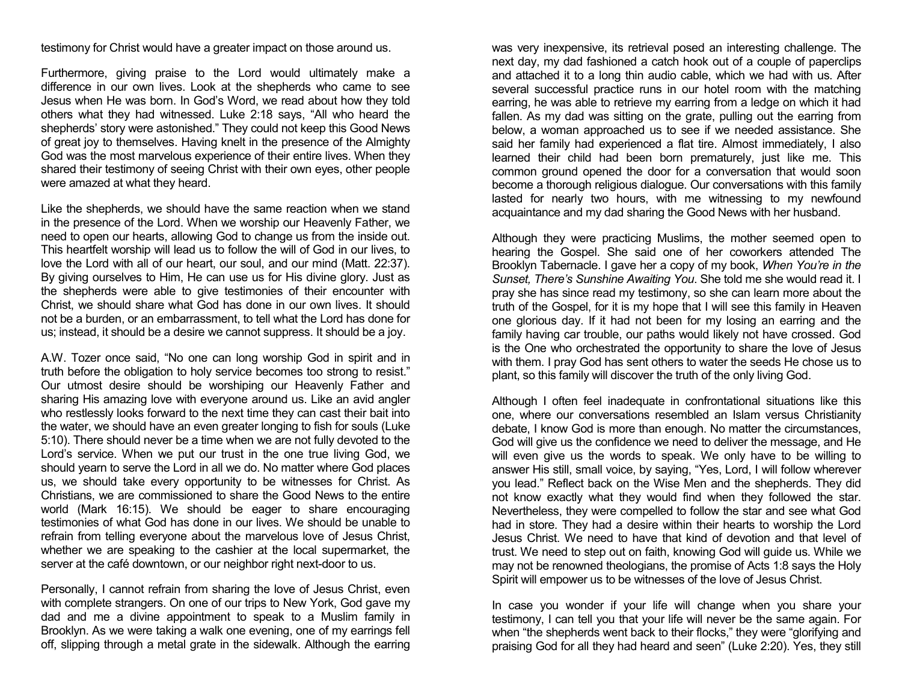testimony for Christ would have a greater impact on those around us.

Furthermore, giving praise to the Lord would ultimately make a difference in our own lives. Look at the shepherds who came to see Jesus when He was born. In God's Word, we read about how they told others what they had witnessed. Luke 2:18 says, "All who heard the shepherds' story were astonished." They could not keep this Good News of great joy to themselves. Having knelt in the presence of the Almighty God was the most marvelous experience of their entire lives. When they shared their testimony of seeing Christ with their own eyes, other people were amazed at what they heard.

Like the shepherds, we should have the same reaction when we stand in the presence of the Lord. When we worship our Heavenly Father, we need to open our hearts, allowing God to change us from the inside out. This heartfelt worship will lead us to follow the will of God in our lives, to love the Lord with all of our heart, our soul, and our mind (Matt. 22:37). By giving ourselves to Him, He can use us for His divine glory. Just as the shepherds were able to give testimonies of their encounter with Christ, we should share what God has done in our own lives. It should not be a burden, or an embarrassment, to tell what the Lord has done for us; instead, it should be a desire we cannot suppress. It should be a joy.

A.W. Tozer once said, "No one can long worship God in spirit and in truth before the obligation to holy service becomes too strong to resist." Our utmost desire should be worshiping our Heavenly Father and sharing His amazing love with everyone around us. Like an avid angler who restlessly looks forward to the next time they can cast their bait into the water, we should have an even greater longing to fish for souls (Luke 5:10). There should never be a time when we are not fully devoted to the Lord's service. When we put our trust in the one true living God, we should yearn to serve the Lord in all we do. No matter where God places us, we should take every opportunity to be witnesses for Christ. As Christians, we are commissioned to share the Good News to the entire world (Mark 16:15). We should be eager to share encouraging testimonies of what God has done in our lives. We should be unable to refrain from telling everyone about the marvelous love of Jesus Christ, whether we are speaking to the cashier at the local supermarket, the server at the café downtown, or our neighbor right next-door to us.

Personally, I cannot refrain from sharing the love of Jesus Christ, even with complete strangers. On one of our trips to New York, God gave my dad and me a divine appointment to speak to a Muslim family in Brooklyn. As we were taking a walk one evening, one of my earrings fell off, slipping through a metal grate in the sidewalk. Although the earring was very inexpensive, its retrieval posed an interesting challenge. The next day, my dad fashioned a catch hook out of a couple of paperclips and attached it to a long thin audio cable, which we had with us. After several successful practice runs in our hotel room with the matching earring, he was able to retrieve my earring from a ledge on which it had fallen. As my dad was sitting on the grate, pulling out the earring from below, a woman approached us to see if we needed assistance. She said her family had experienced a flat tire. Almost immediately, I also learned their child had been born prematurely, just like me. This common ground opened the door for a conversation that would soon become a thorough religious dialogue. Our conversations with this family lasted for nearly two hours, with me witnessing to my newfound acquaintance and my dad sharing the Good News with her husband.

Although they were practicing Muslims, the mother seemed open to hearing the Gospel. She said one of her coworkers attended The Brooklyn Tabernacle. I gave her a copy of my book, *When You're in the Sunset, There's Sunshine Awaiting You*. She told me she would read it. I pray she has since read my testimony, so she can learn more about the truth of the Gospel, for it is my hope that I will see this family in Heaven one glorious day. If it had not been for my losing an earring and the family having car trouble, our paths would likely not have crossed. God is the One who orchestrated the opportunity to share the love of Jesus with them. I pray God has sent others to water the seeds He chose us to plant, so this family will discover the truth of the only living God.

Although I often feel inadequate in confrontational situations like this one, where our conversations resembled an Islam versus Christianity debate, I know God is more than enough. No matter the circumstances, God will give us the confidence we need to deliver the message, and He will even give us the words to speak. We only have to be willing to answer His still, small voice, by saying, "Yes, Lord, I will follow wherever you lead." Reflect back on the Wise Men and the shepherds. They did not know exactly what they would find when they followed the star. Nevertheless, they were compelled to follow the star and see what God had in store. They had a desire within their hearts to worship the Lord Jesus Christ. We need to have that kind of devotion and that level of trust. We need to step out on faith, knowing God will guide us. While we may not be renowned theologians, the promise of Acts 1:8 says the Holy Spirit will empower us to be witnesses of the love of Jesus Christ.

In case you wonder if your life will change when you share your testimony, I can tell you that your life will never be the same again. For when "the shepherds went back to their flocks," they were "glorifying and praising God for all they had heard and seen" (Luke 2:20). Yes, they still